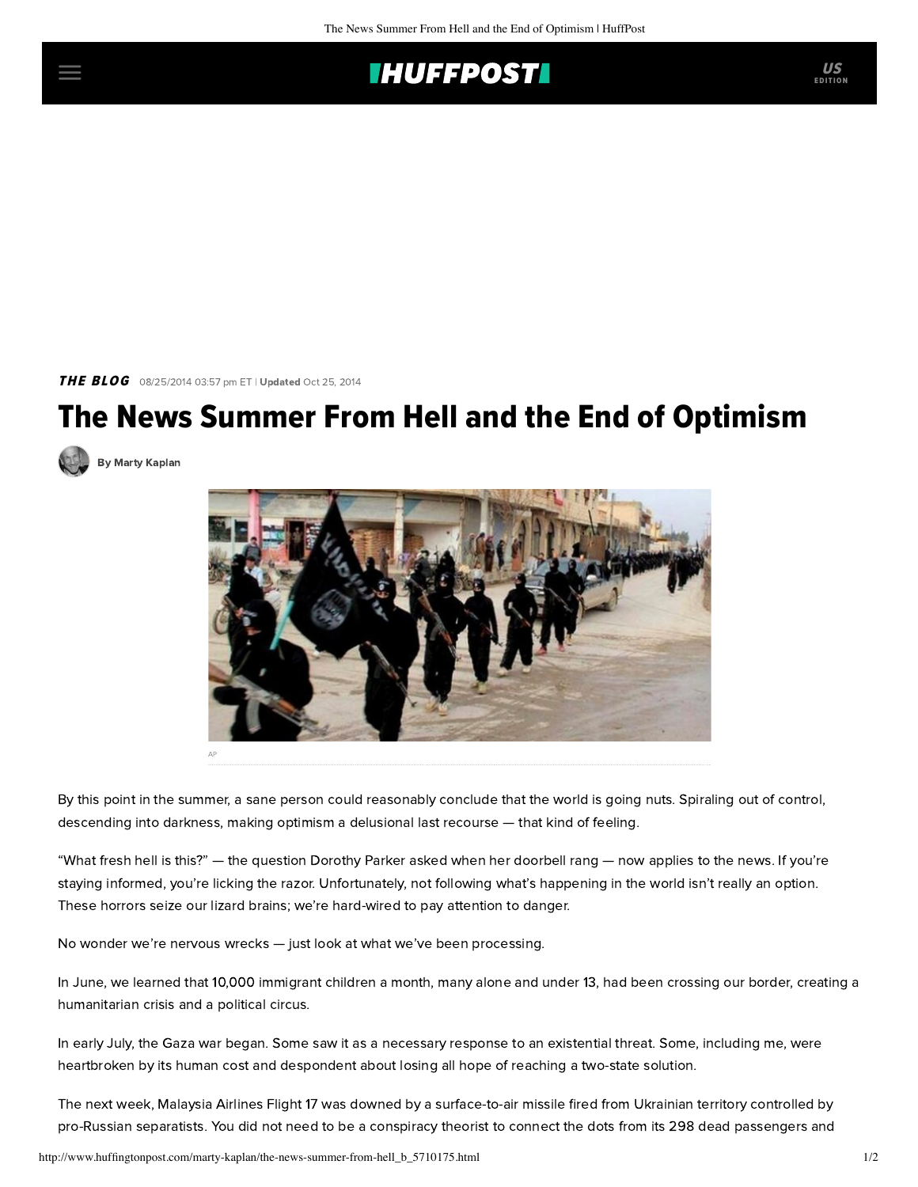*THE BLOG* 08/25/2014 03:57 pm ET | **Updated** Oct 25, 2014

# The News Summer From Hell and the End of Optimism

By Marty Kaplan

AP

By this point in the summer, a sane person could reasonably conclude that the world is going nuts. Spiraling out of control, descending into darkness, making optimism a delusional last recourse — that kind of feeling.

"What fresh hell is this?" — the question Dorothy Parker asked when her doorbell rang — now applies to the news. If you're staying informed, you're licking the razor. Unfortunately, not following what's happening in the world isn't really an option. These horrors seize our lizard brains; we're hard-wired to pay attention to danger.

No wonder we're nervous wrecks — just look at what we've been processing.

In June, we learned that 10,000 immigrant children a month, many alone and under 13, had been crossing our border, creating a humanitarian crisis and a political circus.

In early July, the Gaza war began. Some saw it as a necessary response to an existential threat. Some, including me, were heartbroken by its human cost and despondent about losing all hope of reaching a two-state solution.

The next week, Malaysia Airlines Flight 17 was downed by a surface-to-air missile fired from Ukrainian territory controlled by pro-Russian separatists. You did not need to be a conspiracy theorist to connect the dots from its 298 dead passengers and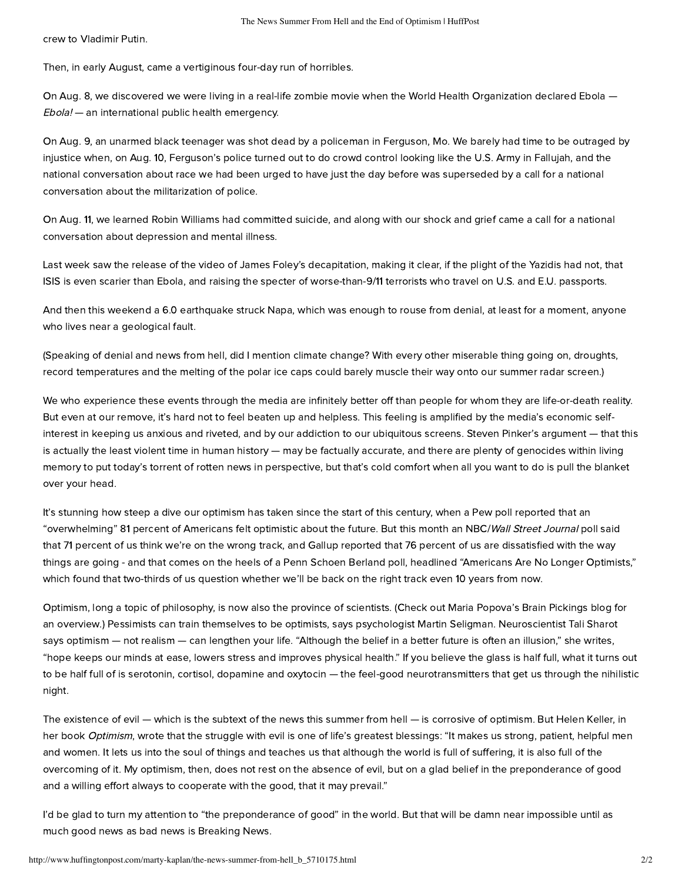crew to Vladimir Putin.

Then, in early August, came a vertiginous four-day run of horribles.

On Aug. 8, we discovered we were living in a real-life zombie movie when the World Health Organization declared Ebola — *Ebola!* — an international public health emergency.

On Aug. 9, an unarmed black teenager was shot dead by a policeman in Ferguson, Mo. We barely had time to be outraged by injustice when, on Aug. 10, Ferguson's police turned out to do crowd control looking like the U.S. Army in Fallujah, and the national conversation about race we had been urged to have just the day before was superseded by a call for a national conversation about the militarization of police.

On Aug. 11, we learned Robin Williams had committed suicide, and along with our shock and grief came a call for a national conversation about depression and mental illness.

Last week saw the release of the video of James Foley's decapitation, making it clear, if the plight of the Yazidis had not, that ISIS is even scarier than Ebola, and raising the specter of worse-than-9/11 terrorists who travel on U.S. and E.U. passports.

And then this weekend a 6.0 earthquake struck Napa, which was enough to rouse from denial, at least for a moment, anyone who lives near a geological fault.

(Speaking of denial and news from hell, did I mention climate change? With every other miserable thing going on, droughts, record temperatures and the melting of the polar ice caps could barely muscle their way onto our summer radar screen.)

We who experience these events through the media are infinitely better off than people for whom they are life-or-death reality. But even at our remove, it's hard not to feel beaten up and helpless. This feeling is amplified by the media's economic self-interest in keeping us anxious and riveted, and by our addiction to our ubiquitous screens. Steven Pinker's argument — that this is actually the least violent time in human history — may be factually accurate, and there are plenty of genocides within living memory to put today's torrent of rotten news in perspective, but that's cold comfort when all you want to do is pull the blanket over your head.

It's stunning how steep a dive our optimism has taken since the start of this century, when a Pew poll reported that an "overwhelming" 81 percent of Americans felt optimistic about the future. But this month an NBC/*Wall Street Journal* poll said that 71 percent of us think we're on the wrong track, and Gallup reported that 76 percent of us are dissatisfied with the way things are going - and that comes on the heels of a Penn Schoen Berland poll, headlined "Americans Are No Longer Optimists," which found that two-thirds of us question whether we'll be back on the right track even 10 years from now.

Optimism, long a topic of philosophy, is now also the province of scientists. (Check out Maria Popova's Brain Pickings blog for an overview.) Pessimists can train themselves to be optimists, says psychologist Martin Seligman. Neuroscientist Tali Sharot says optimism — not realism — can lengthen your life. "Although the belief in a better future is often an illusion," she writes, "hope keeps our minds at ease, lowers stress and improves physical health." If you believe the glass is half full, what it turns out to be half full of is serotonin, cortisol, dopamine and oxytocin — the feel-good neurotransmitters that get us through the nihilistic night.

The existence of evil — which is the subtext of the news this summer from hell — is corrosive of optimism. But Helen Keller, in her book *Optimism*, wrote that the struggle with evil is one of life's greatest blessings: "It makes us strong, patient, helpful men and women. It lets us into the soul of things and teaches us that although the world is full of suffering, it is also full of the overcoming of it. My optimism, then, does not rest on the absence of evil, but on a glad belief in the preponderance of good and a willing effort always to cooperate with the good, that it may prevail."

I'd be glad to turn my attention to "the preponderance of good" in the world. But that will be damn near impossible until as much good news as bad news is Breaking News.